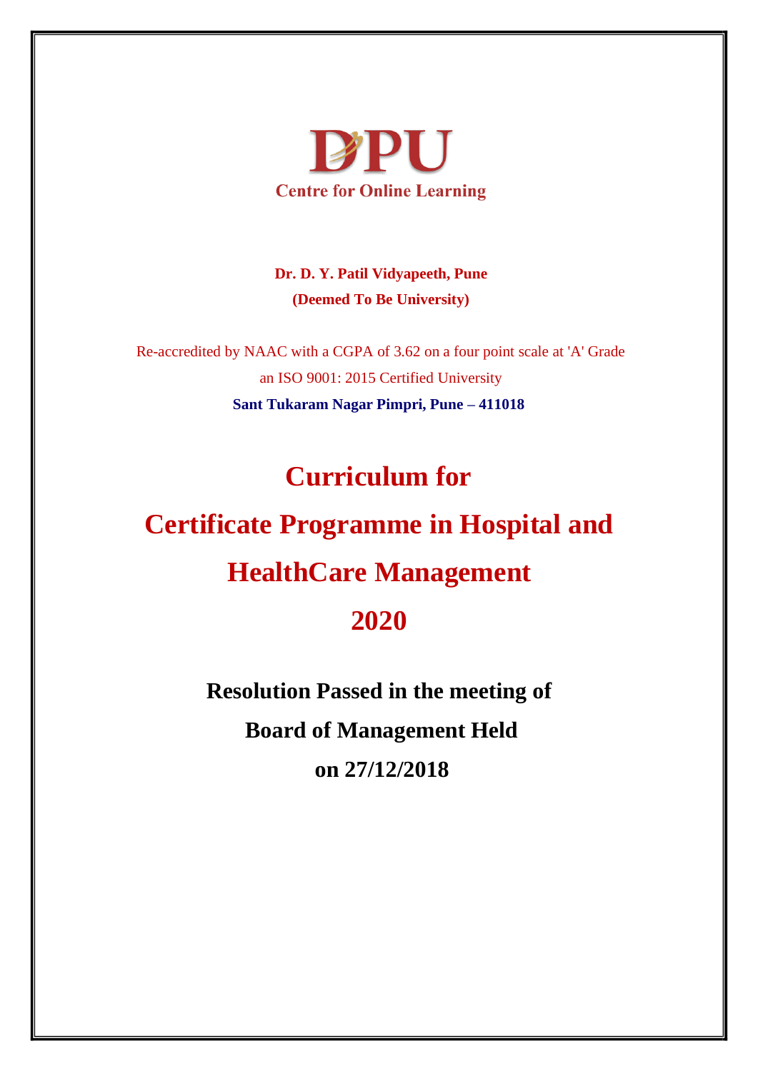**DPU**

**Centre for Online Learning**

**Dr. D. Y. Patil Vidyapeeth, Pune**

**(Deemed To Be University)**

Re-accredited by NAAC with a CGPA of 3.62 on a four point scale at 'A' Grade

an ISO 9001: 2015 Certified University

**Sant Tukaram Nagar Pimpri, Pune – 411018**

# Curriculum for

# Certificate Programme in Hospital and HealthCare Management

# 2020

## Resolution Passed in the meeting of Board of Management Held on 27/12/2018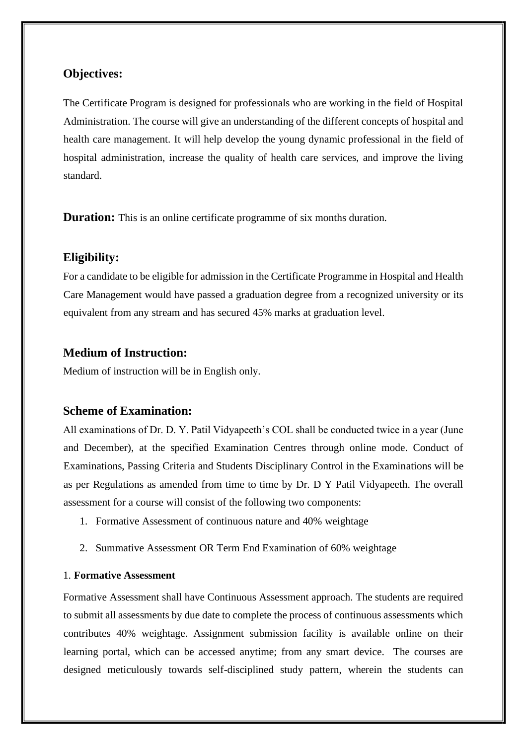## Objectives:

The Certificate Program is designed for professionals who are working in the field of Hospital Administration. The course will give an understanding of the different concepts of hospital and health care management. It will help develop the young dynamic professional in the field of hospital administration, increase the quality of health care services, and improve the living standard.

**Duration:** This is an online certificate programme of six months duration.

## Eligibility:

For a candidate to be eligible for admission in the Certificate Programme in Hospital and Health Care Management would have passed a graduation degree from a recognized university or its equivalent from any stream and has secured 45% marks at graduation level.

## Medium of Instruction:

Medium of instruction will be in English only.

## Scheme of Examination:

All examinations of Dr. D. Y. Patil Vidyapeeth's COL shall be conducted twice in a year (June and December), at the specified Examination Centres through online mode. Conduct of Examinations, Passing Criteria and Students Disciplinary Control in the Examinations will be as per Regulations as amended from time to time by Dr. D Y Patil Vidyapeeth. The overall assessment for a course will consist of the following two components:

1. Formative Assessment of continuous nature and 40% weightage
2. Summative Assessment OR Term End Examination of 60% weightage

1. **Formative Assessment**

Formative Assessment shall have Continuous Assessment approach. The students are required to submit all assessments by due date to complete the process of continuous assessments which contributes 40% weightage. Assignment submission facility is available online on their learning portal, which can be accessed anytime; from any smart device. The courses are designed meticulously towards self-disciplined study pattern, wherein the students can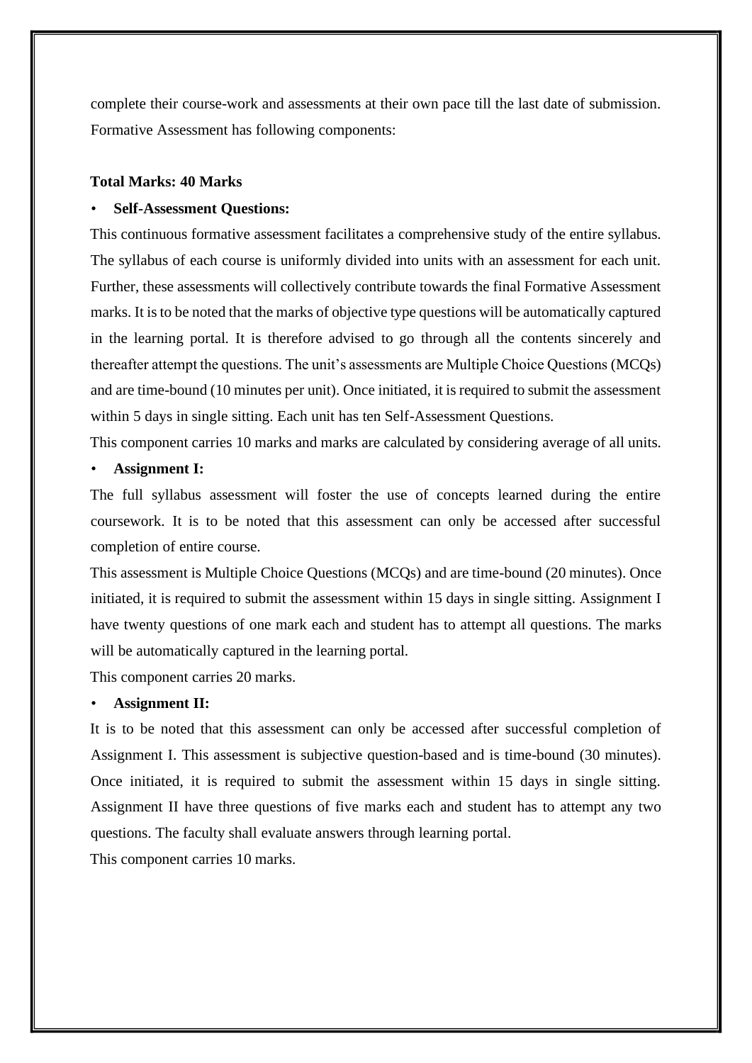complete their course-work and assessments at their own pace till the last date of submission. Formative Assessment has following components:

**Total Marks: 40 Marks**

- **Self-Assessment Questions:**

This continuous formative assessment facilitates a comprehensive study of the entire syllabus. The syllabus of each course is uniformly divided into units with an assessment for each unit. Further, these assessments will collectively contribute towards the final Formative Assessment marks. It is to be noted that the marks of objective type questions will be automatically captured in the learning portal. It is therefore advised to go through all the contents sincerely and thereafter attempt the questions. The unit's assessments are Multiple Choice Questions (MCQs) and are time-bound (10 minutes per unit). Once initiated, it is required to submit the assessment within 5 days in single sitting. Each unit has ten Self-Assessment Questions.

This component carries 10 marks and marks are calculated by considering average of all units.

- **Assignment I:**

The full syllabus assessment will foster the use of concepts learned during the entire coursework. It is to be noted that this assessment can only be accessed after successful completion of entire course.

This assessment is Multiple Choice Questions (MCQs) and are time-bound (20 minutes). Once initiated, it is required to submit the assessment within 15 days in single sitting. Assignment I have twenty questions of one mark each and student has to attempt all questions. The marks will be automatically captured in the learning portal.

This component carries 20 marks.

- **Assignment II:**

It is to be noted that this assessment can only be accessed after successful completion of Assignment I. This assessment is subjective question-based and is time-bound (30 minutes). Once initiated, it is required to submit the assessment within 15 days in single sitting. Assignment II have three questions of five marks each and student has to attempt any two questions. The faculty shall evaluate answers through learning portal.

This component carries 10 marks.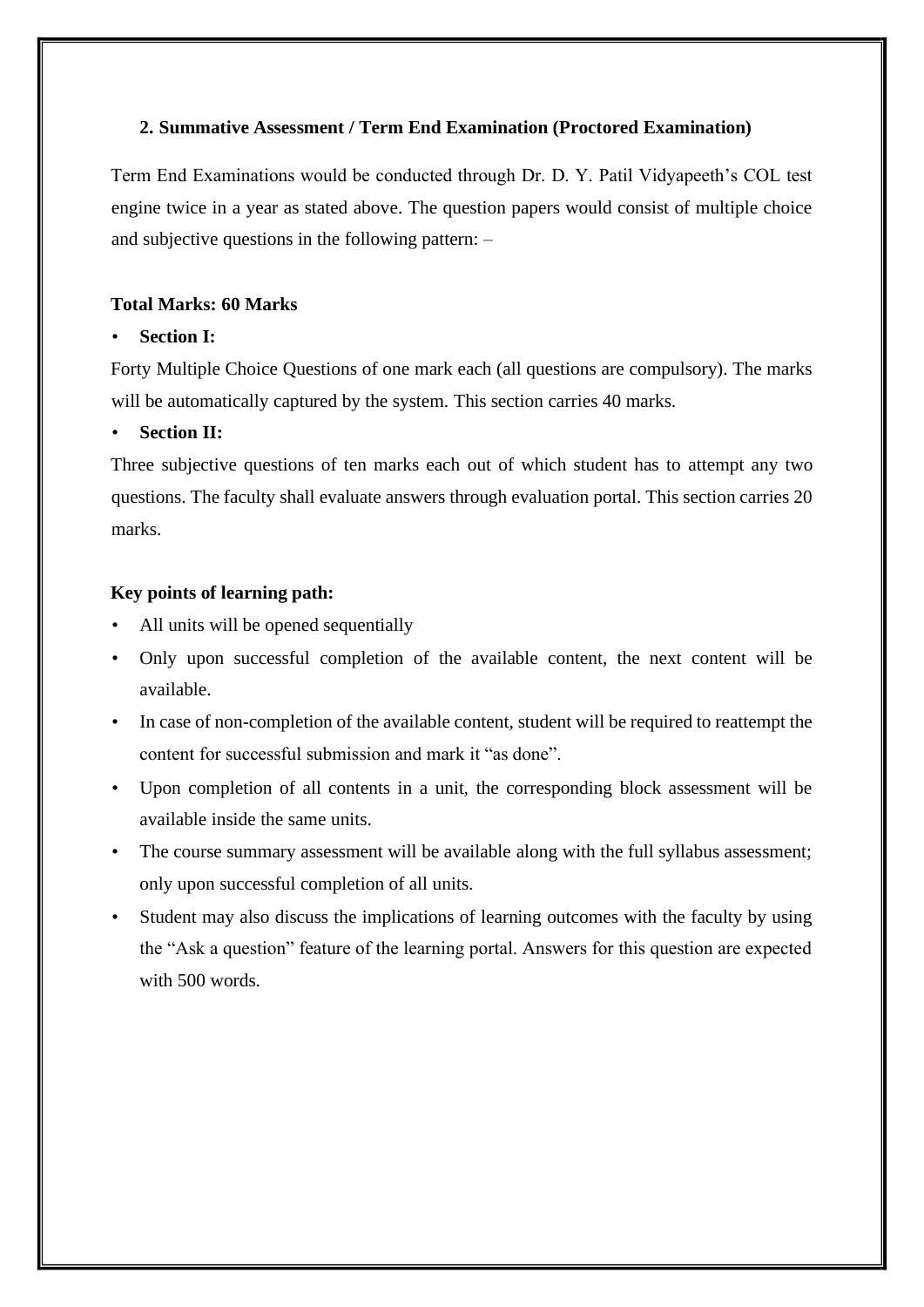### 2. Summative Assessment / Term End Examination (Proctored Examination)

Term End Examinations would be conducted through Dr. D. Y. Patil Vidyapeeth's COL test engine twice in a year as stated above. The question papers would consist of multiple choice and subjective questions in the following pattern: –

**Total Marks: 60 Marks**

- **Section I:**

Forty Multiple Choice Questions of one mark each (all questions are compulsory). The marks will be automatically captured by the system. This section carries 40 marks.

- **Section II:**

Three subjective questions of ten marks each out of which student has to attempt any two questions. The faculty shall evaluate answers through evaluation portal. This section carries 20 marks.

**Key points of learning path:**

- All units will be opened sequentially
- Only upon successful completion of the available content, the next content will be available.
- In case of non-completion of the available content, student will be required to reattempt the content for successful submission and mark it "as done".
- Upon completion of all contents in a unit, the corresponding block assessment will be available inside the same units.
- The course summary assessment will be available along with the full syllabus assessment; only upon successful completion of all units.
- Student may also discuss the implications of learning outcomes with the faculty by using the "Ask a question" feature of the learning portal. Answers for this question are expected with 500 words.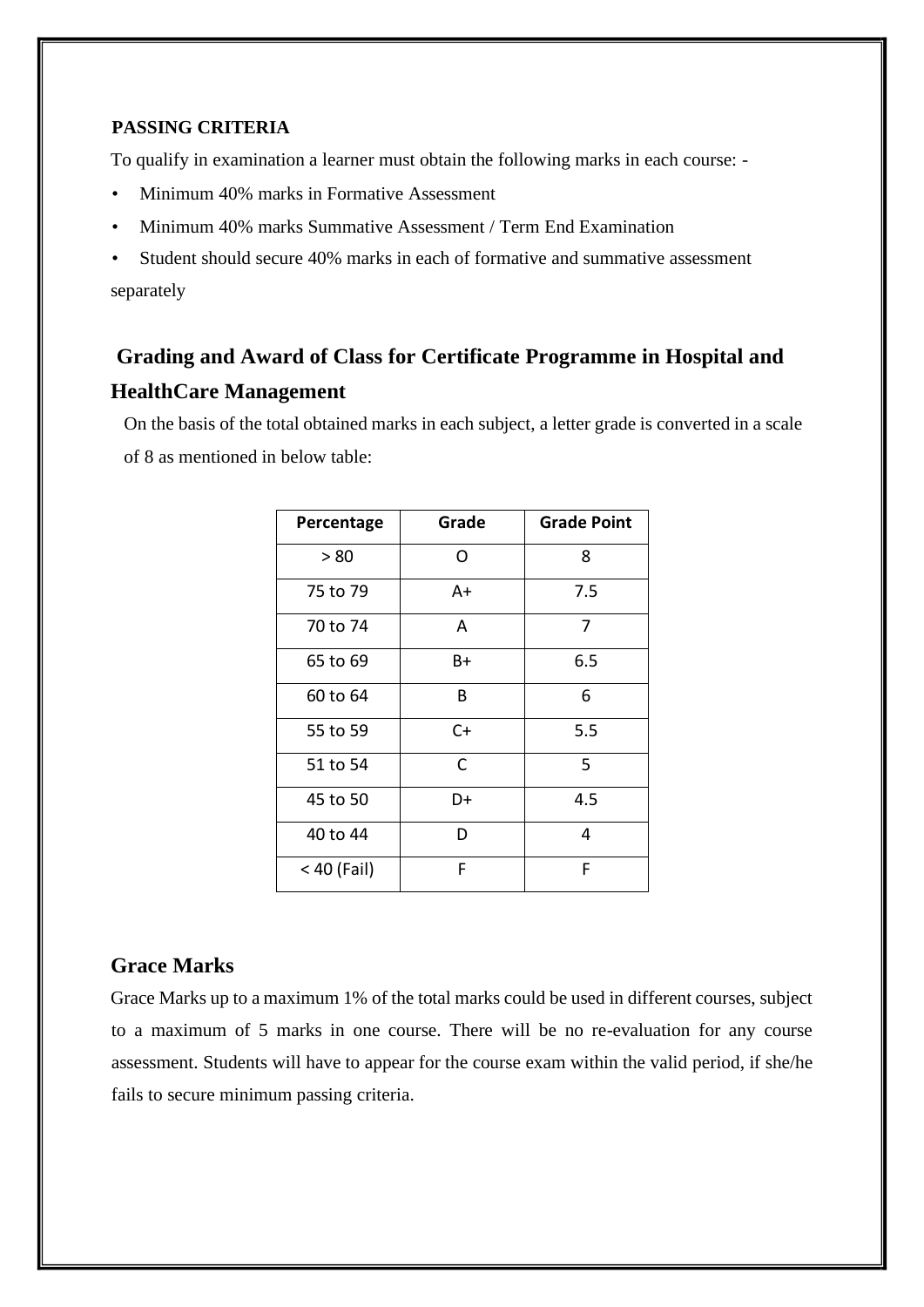**PASSING CRITERIA**

To qualify in examination a learner must obtain the following marks in each course: -

- Minimum 40% marks in Formative Assessment
- Minimum 40% marks Summative Assessment / Term End Examination
- Student should secure 40% marks in each of formative and summative assessment separately

## Grading and Award of Class for Certificate Programme in Hospital and HealthCare Management

On the basis of the total obtained marks in each subject, a letter grade is converted in a scale of 8 as mentioned in below table:

| Percentage | Grade | Grade Point |
|---|---|---|
| > 80 | O | 8 |
| 75 to 79 | A+ | 7.5 |
| 70 to 74 | A | 7 |
| 65 to 69 | B+ | 6.5 |
| 60 to 64 | B | 6 |
| 55 to 59 | C+ | 5.5 |
| 51 to 54 | C | 5 |
| 45 to 50 | D+ | 4.5 |
| 40 to 44 | D | 4 |
| < 40 (Fail) | F | F |

## Grace Marks

Grace Marks up to a maximum 1% of the total marks could be used in different courses, subject to a maximum of 5 marks in one course. There will be no re-evaluation for any course assessment. Students will have to appear for the course exam within the valid period, if she/he fails to secure minimum passing criteria.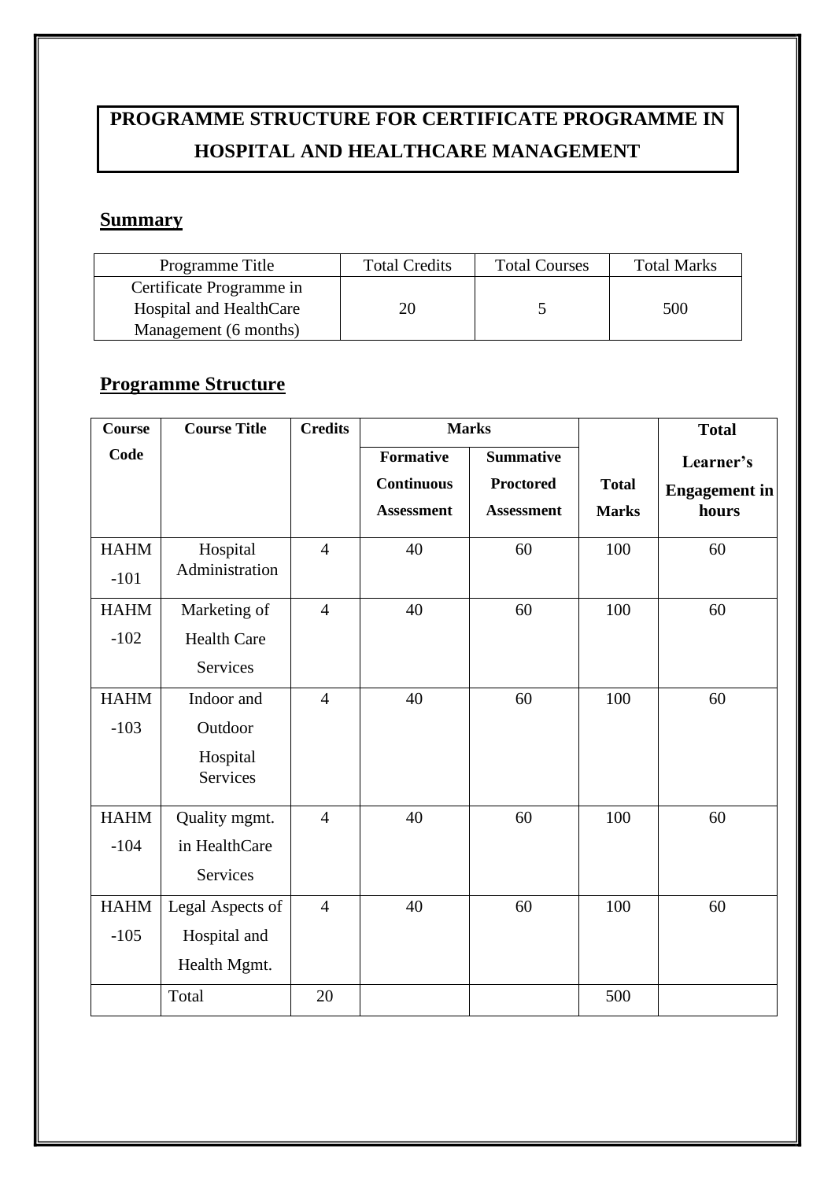# PROGRAMME STRUCTURE FOR CERTIFICATE PROGRAMME IN HOSPITAL AND HEALTHCARE MANAGEMENT

## Summary

| Programme Title | Total Credits | Total Courses | Total Marks |
|---|---|---|---|
| Certificate Programme in Hospital and HealthCare Management (6 months) | 20 | 5 | 500 |

## Programme Structure

| Course Code | Course Title | Credits | Marks | | Total Marks | Total Learner's Engagement in hours |
|---|---|---|---|---|---|---|
| | | | Formative Continuous Assessment | Summative Proctored Assessment | | |
| HAHM -101 | Hospital Administration | 4 | 40 | 60 | 100 | 60 |
| HAHM -102 | Marketing of Health Care Services | 4 | 40 | 60 | 100 | 60 |
| HAHM -103 | Indoor and Outdoor Hospital Services | 4 | 40 | 60 | 100 | 60 |
| HAHM -104 | Quality mgmt. in HealthCare Services | 4 | 40 | 60 | 100 | 60 |
| HAHM -105 | Legal Aspects of Hospital and Health Mgmt. | 4 | 40 | 60 | 100 | 60 |
| | Total | 20 | | | 500 | |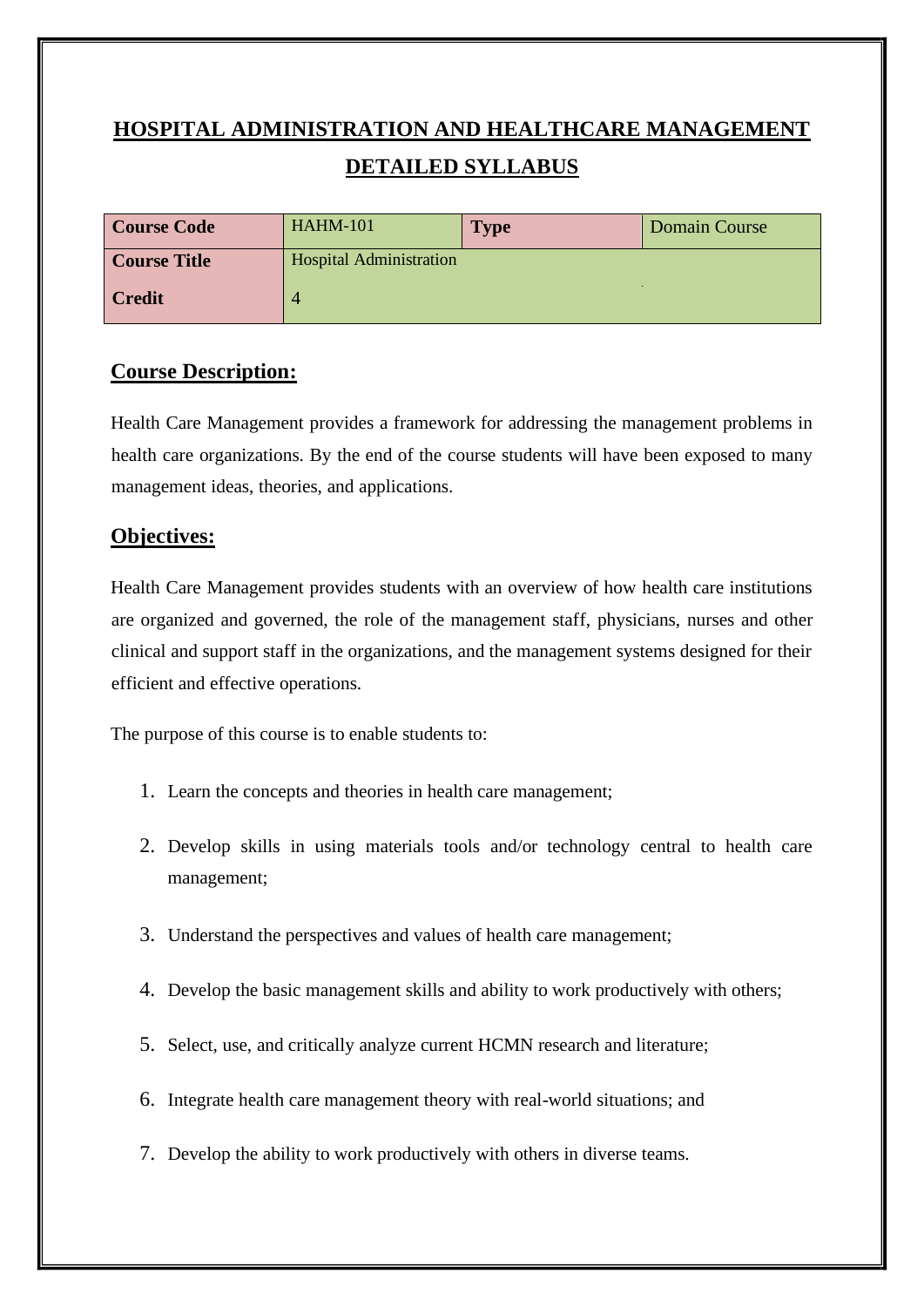# HOSPITAL ADMINISTRATION AND HEALTHCARE MANAGEMENT DETAILED SYLLABUS

| Course Code | HAHM-101 | Type | Domain Course |
|---|---|---|---|
| Course Title | Hospital Administration | | |
| Credit | 4 | | |

## Course Description:

Health Care Management provides a framework for addressing the management problems in health care organizations. By the end of the course students will have been exposed to many management ideas, theories, and applications.

## Objectives:

Health Care Management provides students with an overview of how health care institutions are organized and governed, the role of the management staff, physicians, nurses and other clinical and support staff in the organizations, and the management systems designed for their efficient and effective operations.

The purpose of this course is to enable students to:

1. Learn the concepts and theories in health care management;
2. Develop skills in using materials tools and/or technology central to health care management;
3. Understand the perspectives and values of health care management;
4. Develop the basic management skills and ability to work productively with others;
5. Select, use, and critically analyze current HCMN research and literature;
6. Integrate health care management theory with real-world situations; and
7. Develop the ability to work productively with others in diverse teams.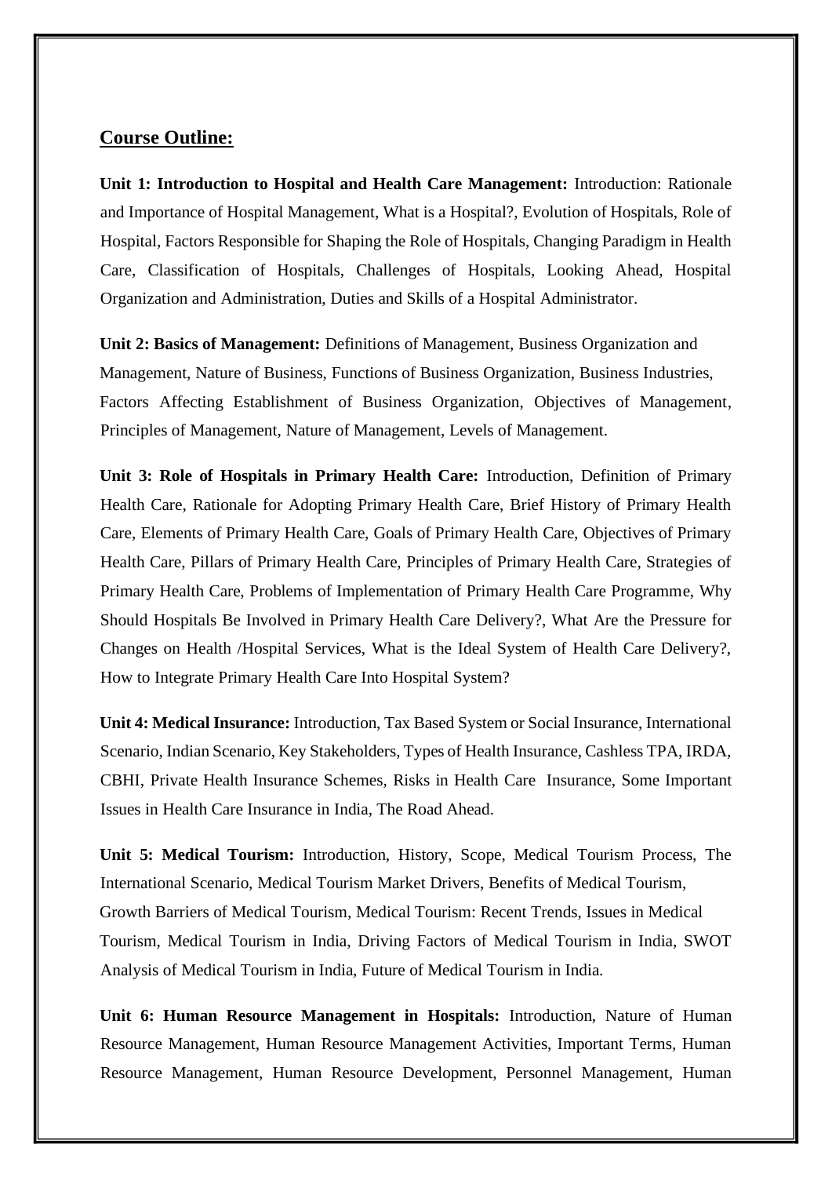## Course Outline:

**Unit 1: Introduction to Hospital and Health Care Management:** Introduction: Rationale and Importance of Hospital Management, What is a Hospital?, Evolution of Hospitals, Role of Hospital, Factors Responsible for Shaping the Role of Hospitals, Changing Paradigm in Health Care, Classification of Hospitals, Challenges of Hospitals, Looking Ahead, Hospital Organization and Administration, Duties and Skills of a Hospital Administrator.

**Unit 2: Basics of Management:** Definitions of Management, Business Organization and Management, Nature of Business, Functions of Business Organization, Business Industries, Factors Affecting Establishment of Business Organization, Objectives of Management, Principles of Management, Nature of Management, Levels of Management.

**Unit 3: Role of Hospitals in Primary Health Care:** Introduction, Definition of Primary Health Care, Rationale for Adopting Primary Health Care, Brief History of Primary Health Care, Elements of Primary Health Care, Goals of Primary Health Care, Objectives of Primary Health Care, Pillars of Primary Health Care, Principles of Primary Health Care, Strategies of Primary Health Care, Problems of Implementation of Primary Health Care Programme, Why Should Hospitals Be Involved in Primary Health Care Delivery?, What Are the Pressure for Changes on Health /Hospital Services, What is the Ideal System of Health Care Delivery?, How to Integrate Primary Health Care Into Hospital System?

**Unit 4: Medical Insurance:** Introduction, Tax Based System or Social Insurance, International Scenario, Indian Scenario, Key Stakeholders, Types of Health Insurance, Cashless TPA, IRDA, CBHI, Private Health Insurance Schemes, Risks in Health Care Insurance, Some Important Issues in Health Care Insurance in India, The Road Ahead.

**Unit 5: Medical Tourism:** Introduction, History, Scope, Medical Tourism Process, The International Scenario, Medical Tourism Market Drivers, Benefits of Medical Tourism, Growth Barriers of Medical Tourism, Medical Tourism: Recent Trends, Issues in Medical Tourism, Medical Tourism in India, Driving Factors of Medical Tourism in India, SWOT Analysis of Medical Tourism in India, Future of Medical Tourism in India.

**Unit 6: Human Resource Management in Hospitals:** Introduction, Nature of Human Resource Management, Human Resource Management Activities, Important Terms, Human Resource Management, Human Resource Development, Personnel Management, Human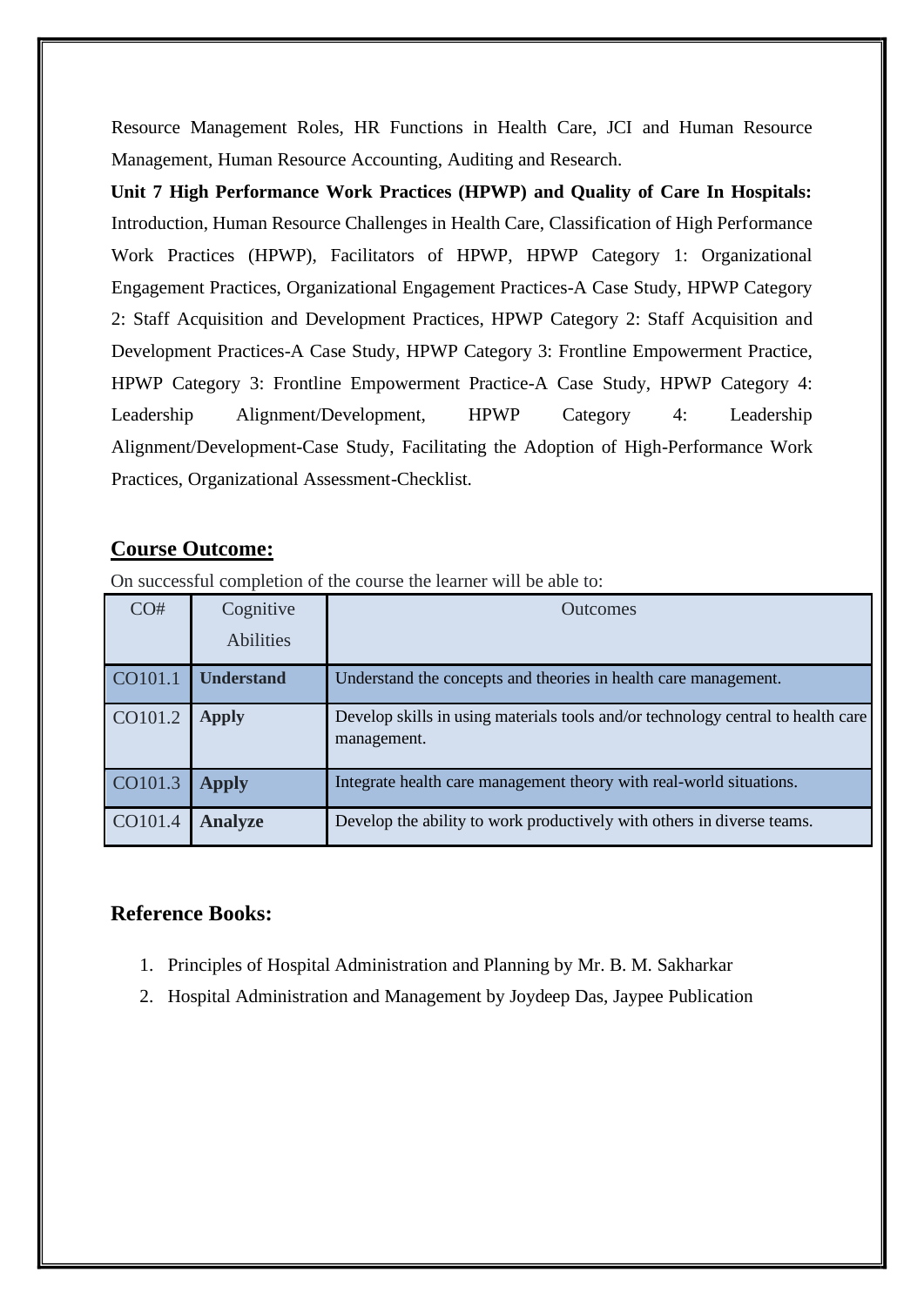Resource Management Roles, HR Functions in Health Care, JCI and Human Resource Management, Human Resource Accounting, Auditing and Research.

**Unit 7 High Performance Work Practices (HPWP) and Quality of Care In Hospitals:** Introduction, Human Resource Challenges in Health Care, Classification of High Performance Work Practices (HPWP), Facilitators of HPWP, HPWP Category 1: Organizational Engagement Practices, Organizational Engagement Practices-A Case Study, HPWP Category 2: Staff Acquisition and Development Practices, HPWP Category 2: Staff Acquisition and Development Practices-A Case Study, HPWP Category 3: Frontline Empowerment Practice, HPWP Category 3: Frontline Empowerment Practice-A Case Study, HPWP Category 4: Leadership Alignment/Development, HPWP Category 4: Leadership Alignment/Development-Case Study, Facilitating the Adoption of High-Performance Work Practices, Organizational Assessment-Checklist.

## Course Outcome:

On successful completion of the course the learner will be able to:

| CO# | Cognitive Abilities | Outcomes |
|---|---|---|
| CO101.1 | **Understand** | Understand the concepts and theories in health care management. |
| CO101.2 | **Apply** | Develop skills in using materials tools and/or technology central to health care management. |
| CO101.3 | **Apply** | Integrate health care management theory with real-world situations. |
| CO101.4 | **Analyze** | Develop the ability to work productively with others in diverse teams. |

## Reference Books:

1. Principles of Hospital Administration and Planning by Mr. B. M. Sakharkar
2. Hospital Administration and Management by Joydeep Das, Jaypee Publication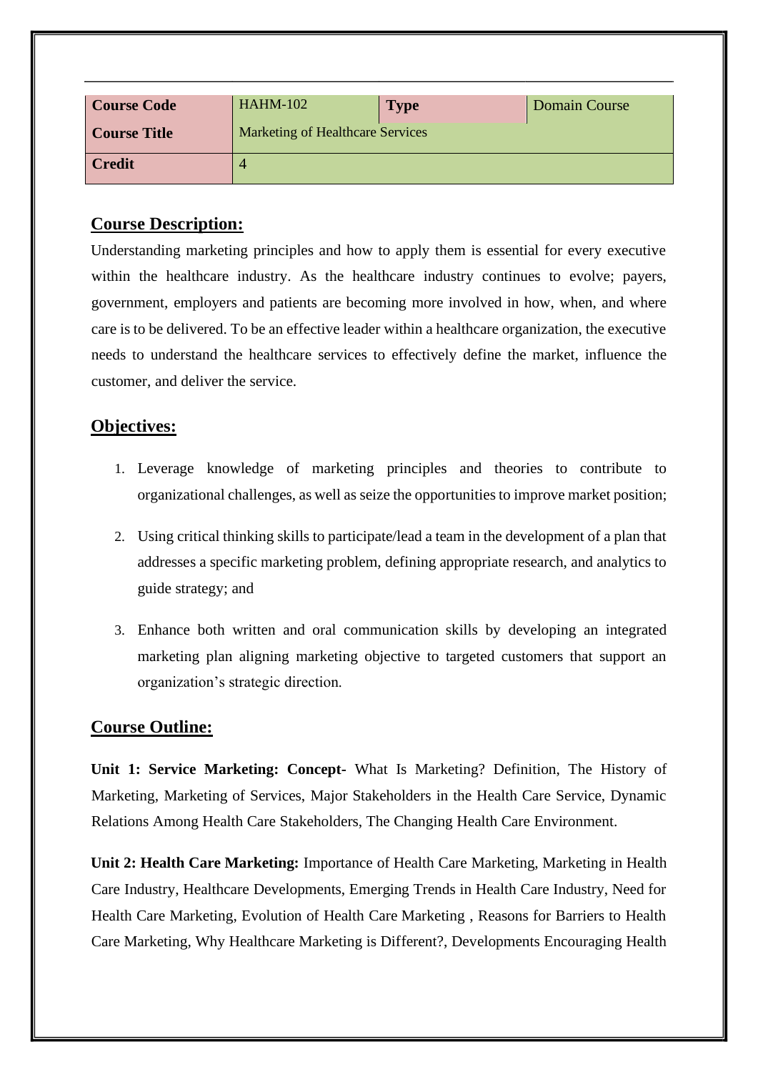| Course Code | HAHM-102 | Type | Domain Course |
|---|---|---|---|
| Course Title | Marketing of Healthcare Services | | |
| Credit | 4 | | |

## Course Description:

Understanding marketing principles and how to apply them is essential for every executive within the healthcare industry. As the healthcare industry continues to evolve; payers, government, employers and patients are becoming more involved in how, when, and where care is to be delivered. To be an effective leader within a healthcare organization, the executive needs to understand the healthcare services to effectively define the market, influence the customer, and deliver the service.

## Objectives:

1. Leverage knowledge of marketing principles and theories to contribute to organizational challenges, as well as seize the opportunities to improve market position;
2. Using critical thinking skills to participate/lead a team in the development of a plan that addresses a specific marketing problem, defining appropriate research, and analytics to guide strategy; and
3. Enhance both written and oral communication skills by developing an integrated marketing plan aligning marketing objective to targeted customers that support an organization's strategic direction.

## Course Outline:

**Unit 1: Service Marketing: Concept-** What Is Marketing? Definition, The History of Marketing, Marketing of Services, Major Stakeholders in the Health Care Service, Dynamic Relations Among Health Care Stakeholders, The Changing Health Care Environment.

**Unit 2: Health Care Marketing:** Importance of Health Care Marketing, Marketing in Health Care Industry, Healthcare Developments, Emerging Trends in Health Care Industry, Need for Health Care Marketing, Evolution of Health Care Marketing , Reasons for Barriers to Health Care Marketing, Why Healthcare Marketing is Different?, Developments Encouraging Health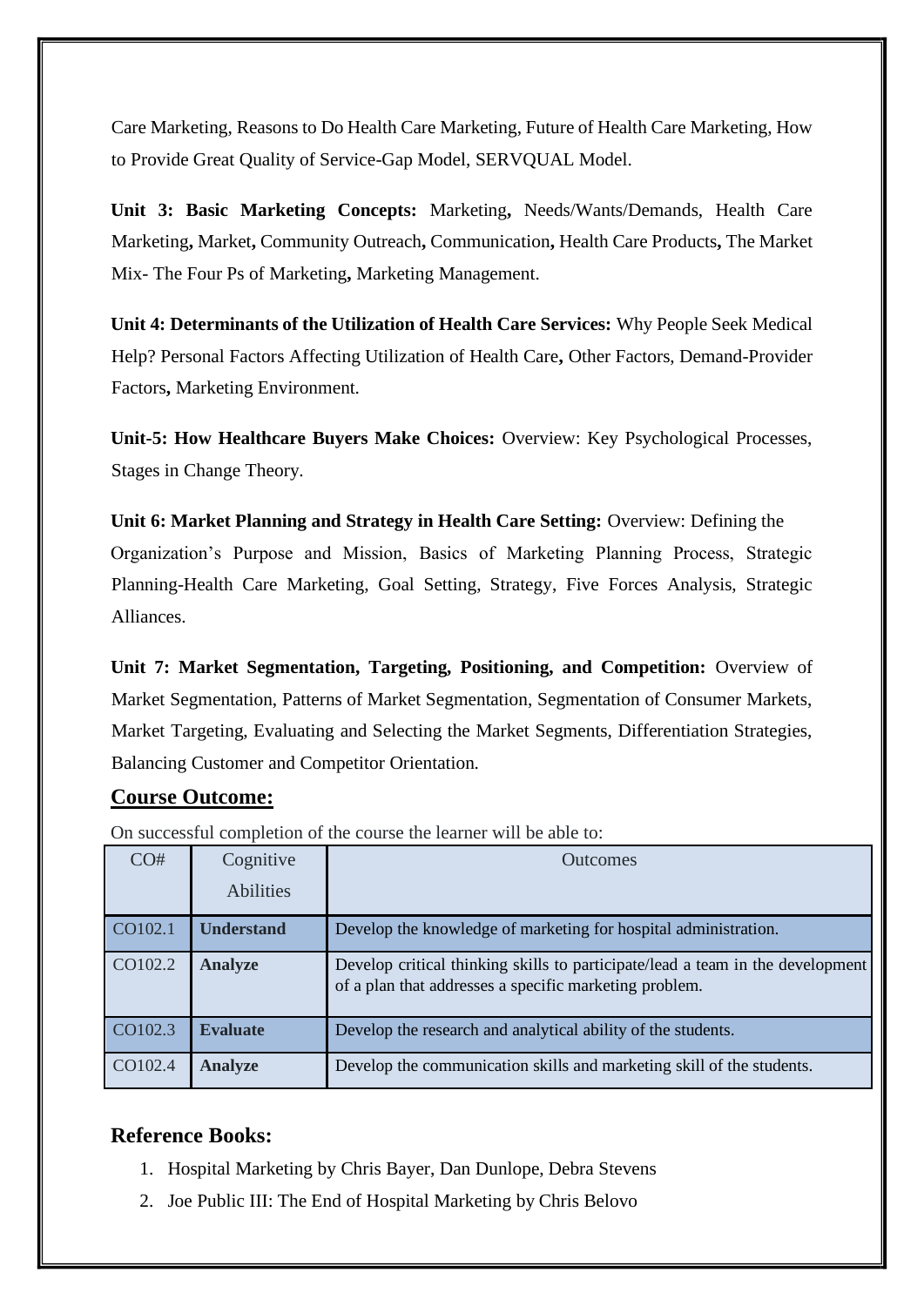Care Marketing, Reasons to Do Health Care Marketing, Future of Health Care Marketing, How to Provide Great Quality of Service-Gap Model, SERVQUAL Model.

**Unit 3: Basic Marketing Concepts:** Marketing**,** Needs/Wants/Demands, Health Care Marketing**,** Market**,** Community Outreach**,** Communication**,** Health Care Products**,** The Market Mix- The Four Ps of Marketing**,** Marketing Management.

**Unit 4: Determinants of the Utilization of Health Care Services:** Why People Seek Medical Help? Personal Factors Affecting Utilization of Health Care**,** Other Factors, Demand-Provider Factors**,** Marketing Environment.

**Unit-5: How Healthcare Buyers Make Choices:** Overview: Key Psychological Processes, Stages in Change Theory.

**Unit 6: Market Planning and Strategy in Health Care Setting:** Overview: Defining the Organization's Purpose and Mission, Basics of Marketing Planning Process, Strategic Planning-Health Care Marketing, Goal Setting, Strategy, Five Forces Analysis, Strategic Alliances.

**Unit 7: Market Segmentation, Targeting, Positioning, and Competition:** Overview of Market Segmentation, Patterns of Market Segmentation, Segmentation of Consumer Markets, Market Targeting, Evaluating and Selecting the Market Segments, Differentiation Strategies, Balancing Customer and Competitor Orientation.

## Course Outcome:

On successful completion of the course the learner will be able to:

| CO# | Cognitive Abilities | Outcomes |
|---|---|---|
| CO102.1 | **Understand** | Develop the knowledge of marketing for hospital administration. |
| CO102.2 | **Analyze** | Develop critical thinking skills to participate/lead a team in the development of a plan that addresses a specific marketing problem. |
| CO102.3 | **Evaluate** | Develop the research and analytical ability of the students. |
| CO102.4 | **Analyze** | Develop the communication skills and marketing skill of the students. |

## Reference Books:

1. Hospital Marketing by Chris Bayer, Dan Dunlope, Debra Stevens
2. Joe Public III: The End of Hospital Marketing by Chris Belovo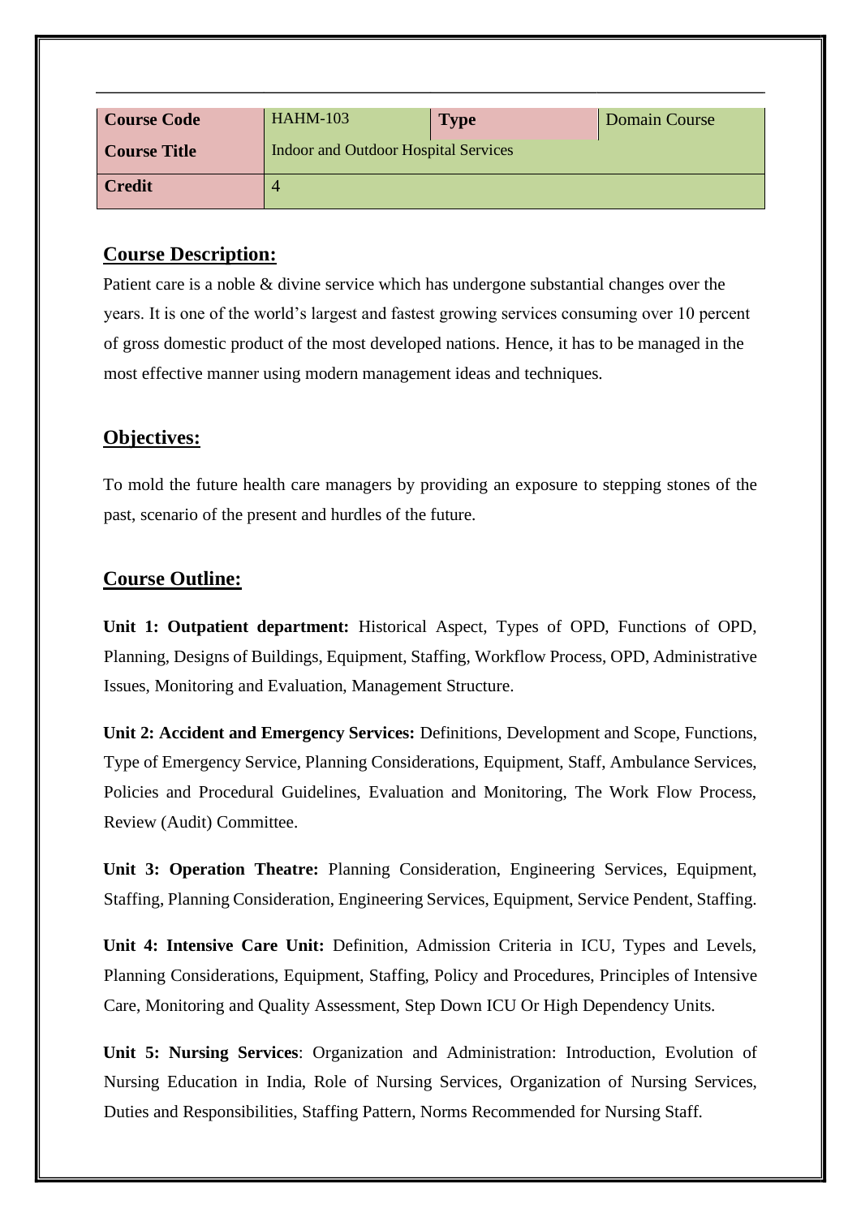| Course Code | HAHM-103 | Type | Domain Course |
|---|---|---|---|
| Course Title | Indoor and Outdoor Hospital Services | | |
| Credit | 4 | | |

## Course Description:

Patient care is a noble & divine service which has undergone substantial changes over the years. It is one of the world's largest and fastest growing services consuming over 10 percent of gross domestic product of the most developed nations. Hence, it has to be managed in the most effective manner using modern management ideas and techniques.

## Objectives:

To mold the future health care managers by providing an exposure to stepping stones of the past, scenario of the present and hurdles of the future.

## Course Outline:

**Unit 1: Outpatient department:** Historical Aspect, Types of OPD, Functions of OPD, Planning, Designs of Buildings, Equipment, Staffing, Workflow Process, OPD, Administrative Issues, Monitoring and Evaluation, Management Structure.

**Unit 2: Accident and Emergency Services:** Definitions, Development and Scope, Functions, Type of Emergency Service, Planning Considerations, Equipment, Staff, Ambulance Services, Policies and Procedural Guidelines, Evaluation and Monitoring, The Work Flow Process, Review (Audit) Committee.

**Unit 3: Operation Theatre:** Planning Consideration, Engineering Services, Equipment, Staffing, Planning Consideration, Engineering Services, Equipment, Service Pendent, Staffing.

**Unit 4: Intensive Care Unit:** Definition, Admission Criteria in ICU, Types and Levels, Planning Considerations, Equipment, Staffing, Policy and Procedures, Principles of Intensive Care, Monitoring and Quality Assessment, Step Down ICU Or High Dependency Units.

**Unit 5: Nursing Services**: Organization and Administration: Introduction, Evolution of Nursing Education in India, Role of Nursing Services, Organization of Nursing Services, Duties and Responsibilities, Staffing Pattern, Norms Recommended for Nursing Staff.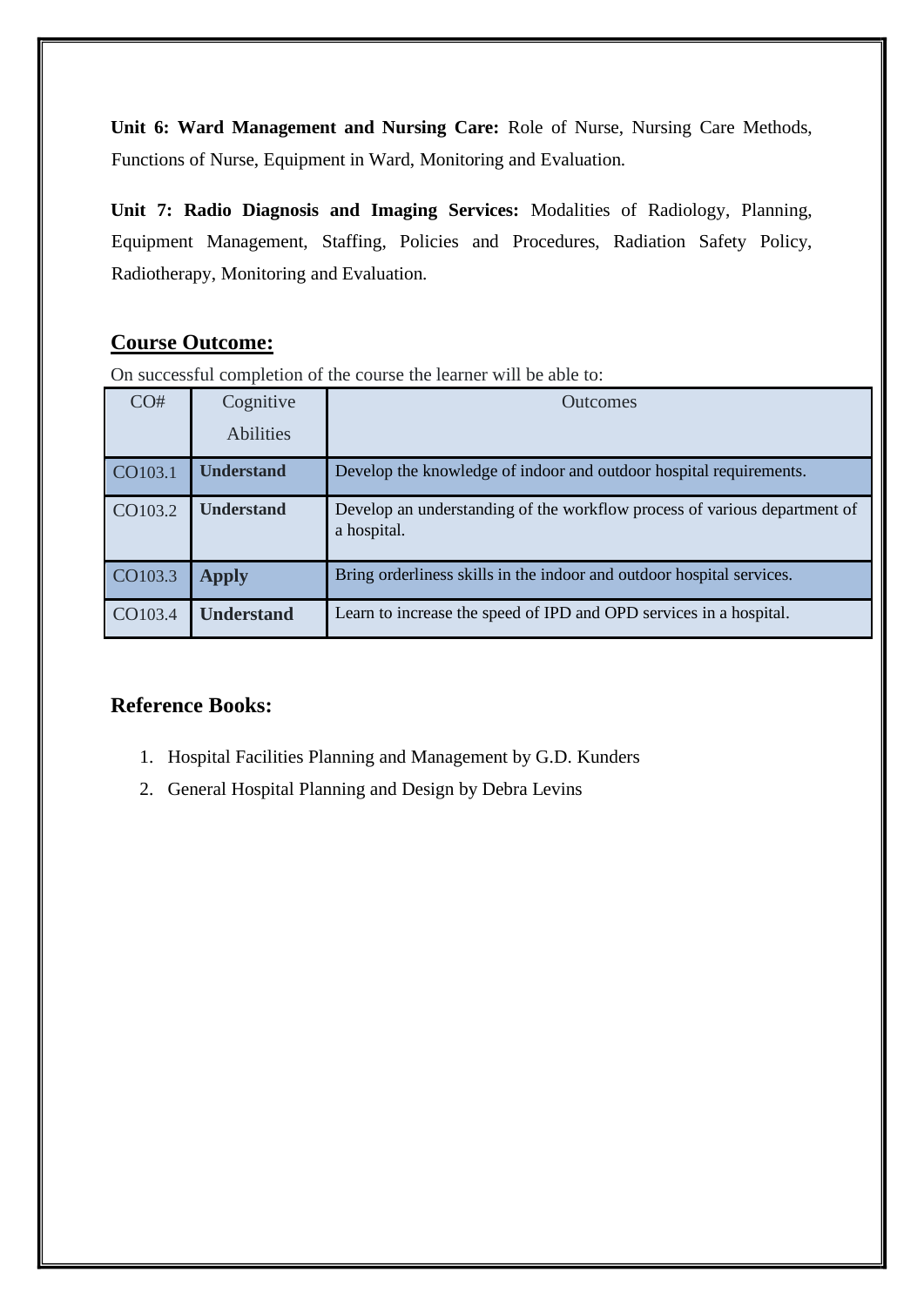**Unit 6: Ward Management and Nursing Care:** Role of Nurse, Nursing Care Methods, Functions of Nurse, Equipment in Ward, Monitoring and Evaluation.

**Unit 7: Radio Diagnosis and Imaging Services:** Modalities of Radiology, Planning, Equipment Management, Staffing, Policies and Procedures, Radiation Safety Policy, Radiotherapy, Monitoring and Evaluation.

## Course Outcome:

On successful completion of the course the learner will be able to:

| CO# | Cognitive Abilities | Outcomes |
|---|---|---|
| CO103.1 | **Understand** | Develop the knowledge of indoor and outdoor hospital requirements. |
| CO103.2 | **Understand** | Develop an understanding of the workflow process of various department of a hospital. |
| CO103.3 | **Apply** | Bring orderliness skills in the indoor and outdoor hospital services. |
| CO103.4 | **Understand** | Learn to increase the speed of IPD and OPD services in a hospital. |

## Reference Books:

1. Hospital Facilities Planning and Management by G.D. Kunders
2. General Hospital Planning and Design by Debra Levins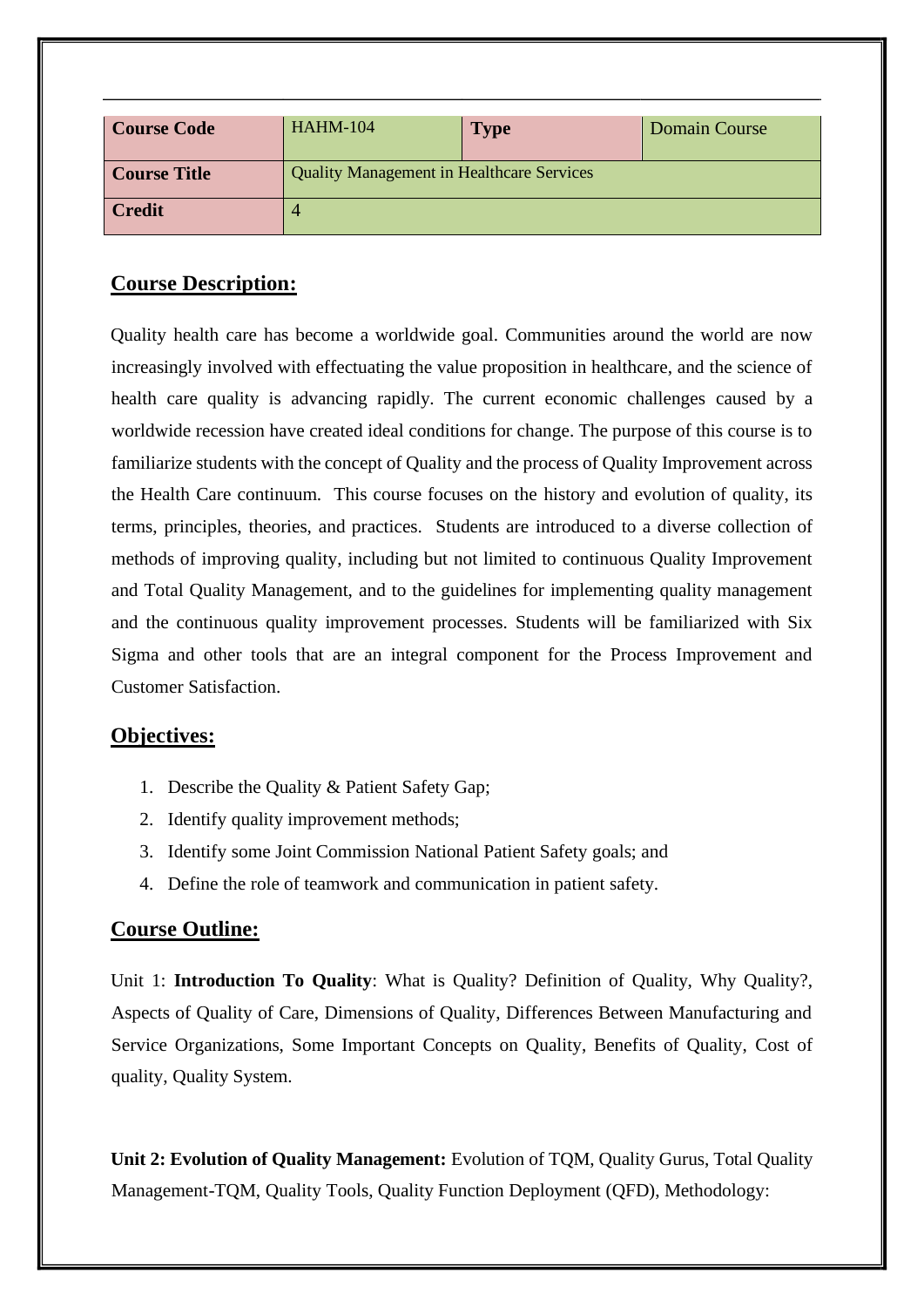| Course Code | HAHM-104 | Type | Domain Course |
|---|---|---|---|
| Course Title | Quality Management in Healthcare Services | | |
| Credit | 4 | | |

## Course Description:

Quality health care has become a worldwide goal. Communities around the world are now increasingly involved with effectuating the value proposition in healthcare, and the science of health care quality is advancing rapidly. The current economic challenges caused by a worldwide recession have created ideal conditions for change. The purpose of this course is to familiarize students with the concept of Quality and the process of Quality Improvement across the Health Care continuum. This course focuses on the history and evolution of quality, its terms, principles, theories, and practices. Students are introduced to a diverse collection of methods of improving quality, including but not limited to continuous Quality Improvement and Total Quality Management, and to the guidelines for implementing quality management and the continuous quality improvement processes. Students will be familiarized with Six Sigma and other tools that are an integral component for the Process Improvement and Customer Satisfaction.

## Objectives:

1. Describe the Quality & Patient Safety Gap;
2. Identify quality improvement methods;
3. Identify some Joint Commission National Patient Safety goals; and
4. Define the role of teamwork and communication in patient safety.

## Course Outline:

Unit 1: **Introduction To Quality**: What is Quality? Definition of Quality, Why Quality?, Aspects of Quality of Care, Dimensions of Quality, Differences Between Manufacturing and Service Organizations, Some Important Concepts on Quality, Benefits of Quality, Cost of quality, Quality System.

**Unit 2: Evolution of Quality Management:** Evolution of TQM, Quality Gurus, Total Quality Management-TQM, Quality Tools, Quality Function Deployment (QFD), Methodology: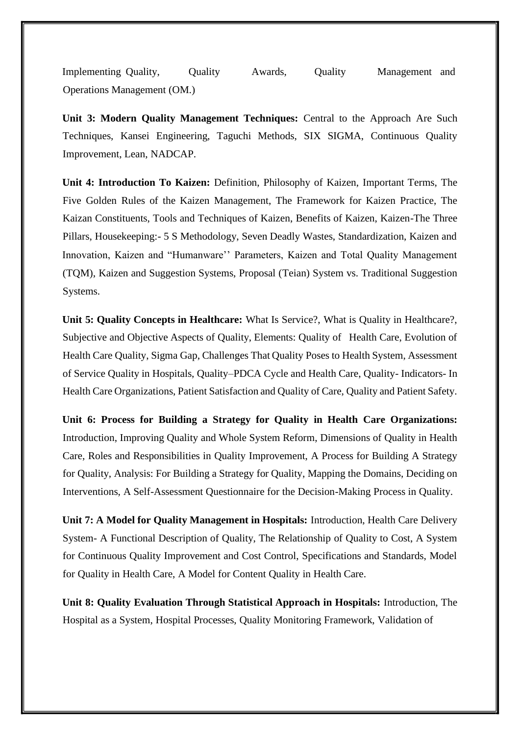Implementing Quality, Quality Awards, Quality Management and Operations Management (OM.)

**Unit 3: Modern Quality Management Techniques:** Central to the Approach Are Such Techniques, Kansei Engineering, Taguchi Methods, SIX SIGMA, Continuous Quality Improvement, Lean, NADCAP.

**Unit 4: Introduction To Kaizen:** Definition, Philosophy of Kaizen, Important Terms, The Five Golden Rules of the Kaizen Management, The Framework for Kaizen Practice, The Kaizan Constituents, Tools and Techniques of Kaizen, Benefits of Kaizen, Kaizen-The Three Pillars, Housekeeping:- 5 S Methodology, Seven Deadly Wastes, Standardization, Kaizen and Innovation, Kaizen and "Humanware'' Parameters, Kaizen and Total Quality Management (TQM), Kaizen and Suggestion Systems, Proposal (Teian) System vs. Traditional Suggestion Systems.

**Unit 5: Quality Concepts in Healthcare:** What Is Service?, What is Quality in Healthcare?, Subjective and Objective Aspects of Quality, Elements: Quality of Health Care, Evolution of Health Care Quality, Sigma Gap, Challenges That Quality Poses to Health System, Assessment of Service Quality in Hospitals, Quality–PDCA Cycle and Health Care, Quality- Indicators- In Health Care Organizations, Patient Satisfaction and Quality of Care, Quality and Patient Safety.

**Unit 6: Process for Building a Strategy for Quality in Health Care Organizations:** Introduction, Improving Quality and Whole System Reform, Dimensions of Quality in Health Care, Roles and Responsibilities in Quality Improvement, A Process for Building A Strategy for Quality, Analysis: For Building a Strategy for Quality, Mapping the Domains, Deciding on Interventions, A Self-Assessment Questionnaire for the Decision-Making Process in Quality.

**Unit 7: A Model for Quality Management in Hospitals:** Introduction, Health Care Delivery System- A Functional Description of Quality, The Relationship of Quality to Cost, A System for Continuous Quality Improvement and Cost Control, Specifications and Standards, Model for Quality in Health Care, A Model for Content Quality in Health Care.

**Unit 8: Quality Evaluation Through Statistical Approach in Hospitals:** Introduction, The Hospital as a System, Hospital Processes, Quality Monitoring Framework, Validation of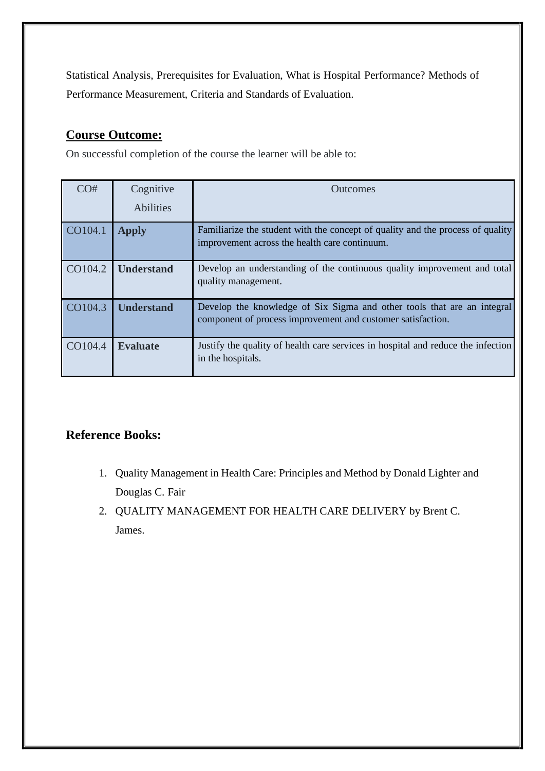Statistical Analysis, Prerequisites for Evaluation, What is Hospital Performance? Methods of Performance Measurement, Criteria and Standards of Evaluation.

## **Course Outcome:**

On successful completion of the course the learner will be able to:

| CO# | Cognitive Abilities | Outcomes |
|---|---|---|
| CO104.1 | **Apply** | Familiarize the student with the concept of quality and the process of quality improvement across the health care continuum. |
| CO104.2 | **Understand** | Develop an understanding of the continuous quality improvement and total quality management. |
| CO104.3 | **Understand** | Develop the knowledge of Six Sigma and other tools that are an integral component of process improvement and customer satisfaction. |
| CO104.4 | **Evaluate** | Justify the quality of health care services in hospital and reduce the infection in the hospitals. |

## **Reference Books:**

1. Quality Management in Health Care: Principles and Method by Donald Lighter and Douglas C. Fair
2. QUALITY MANAGEMENT FOR HEALTH CARE DELIVERY by Brent C. James.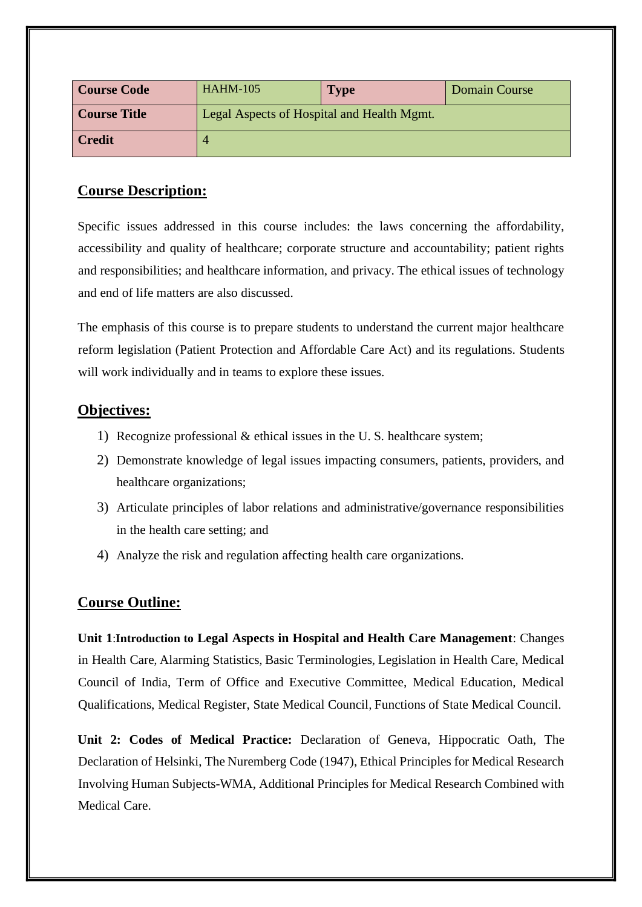| Course Code | HAHM-105 | Type | Domain Course |
|---|---|---|---|
| Course Title | Legal Aspects of Hospital and Health Mgmt. | | |
| Credit | 4 | | |

## Course Description:

Specific issues addressed in this course includes: the laws concerning the affordability, accessibility and quality of healthcare; corporate structure and accountability; patient rights and responsibilities; and healthcare information, and privacy. The ethical issues of technology and end of life matters are also discussed.

The emphasis of this course is to prepare students to understand the current major healthcare reform legislation (Patient Protection and Affordable Care Act) and its regulations. Students will work individually and in teams to explore these issues.

## Objectives:

1) Recognize professional & ethical issues in the U. S. healthcare system;
2) Demonstrate knowledge of legal issues impacting consumers, patients, providers, and healthcare organizations;
3) Articulate principles of labor relations and administrative/governance responsibilities in the health care setting; and
4) Analyze the risk and regulation affecting health care organizations.

## Course Outline:

**Unit 1**:**Introduction to Legal Aspects in Hospital and Health Care Management**: Changes in Health Care, Alarming Statistics, Basic Terminologies, Legislation in Health Care, Medical Council of India, Term of Office and Executive Committee, Medical Education, Medical Qualifications, Medical Register, State Medical Council, Functions of State Medical Council.

**Unit 2: Codes of Medical Practice:** Declaration of Geneva, Hippocratic Oath, The Declaration of Helsinki, The Nuremberg Code (1947), Ethical Principles for Medical Research Involving Human Subjects-WMA, Additional Principles for Medical Research Combined with Medical Care.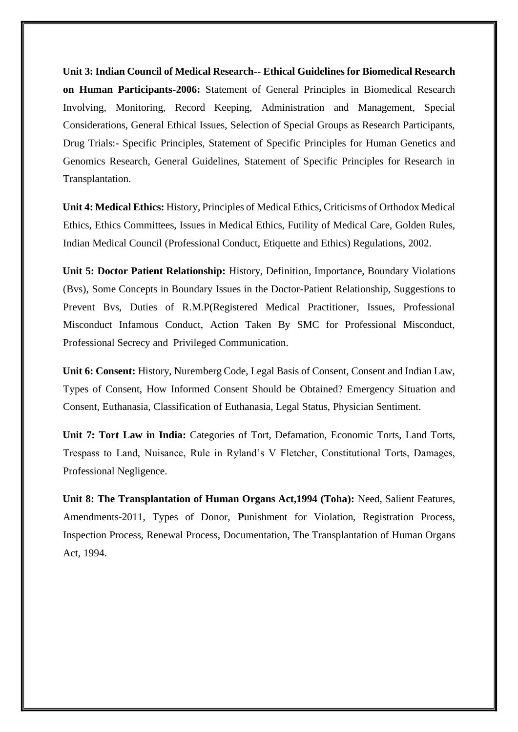**Unit 3: Indian Council of Medical Research-- Ethical Guidelines for Biomedical Research on Human Participants-2006:** Statement of General Principles in Biomedical Research Involving, Monitoring, Record Keeping, Administration and Management, Special Considerations, General Ethical Issues, Selection of Special Groups as Research Participants, Drug Trials:- Specific Principles, Statement of Specific Principles for Human Genetics and Genomics Research, General Guidelines, Statement of Specific Principles for Research in Transplantation.

**Unit 4: Medical Ethics:** History, Principles of Medical Ethics, Criticisms of Orthodox Medical Ethics, Ethics Committees, Issues in Medical Ethics, Futility of Medical Care, Golden Rules, Indian Medical Council (Professional Conduct, Etiquette and Ethics) Regulations, 2002.

**Unit 5: Doctor Patient Relationship:** History, Definition, Importance, Boundary Violations (Bvs), Some Concepts in Boundary Issues in the Doctor-Patient Relationship, Suggestions to Prevent Bvs, Duties of R.M.P(Registered Medical Practitioner, Issues, Professional Misconduct Infamous Conduct, Action Taken By SMC for Professional Misconduct, Professional Secrecy and Privileged Communication.

**Unit 6: Consent:** History, Nuremberg Code, Legal Basis of Consent, Consent and Indian Law, Types of Consent, How Informed Consent Should be Obtained? Emergency Situation and Consent, Euthanasia, Classification of Euthanasia, Legal Status, Physician Sentiment.

**Unit 7: Tort Law in India:** Categories of Tort, Defamation, Economic Torts, Land Torts, Trespass to Land, Nuisance, Rule in Ryland's V Fletcher, Constitutional Torts, Damages, Professional Negligence.

**Unit 8: The Transplantation of Human Organs Act,1994 (Toha):** Need, Salient Features, Amendments-2011, Types of Donor, **P**unishment for Violation, Registration Process, Inspection Process, Renewal Process, Documentation, The Transplantation of Human Organs Act, 1994.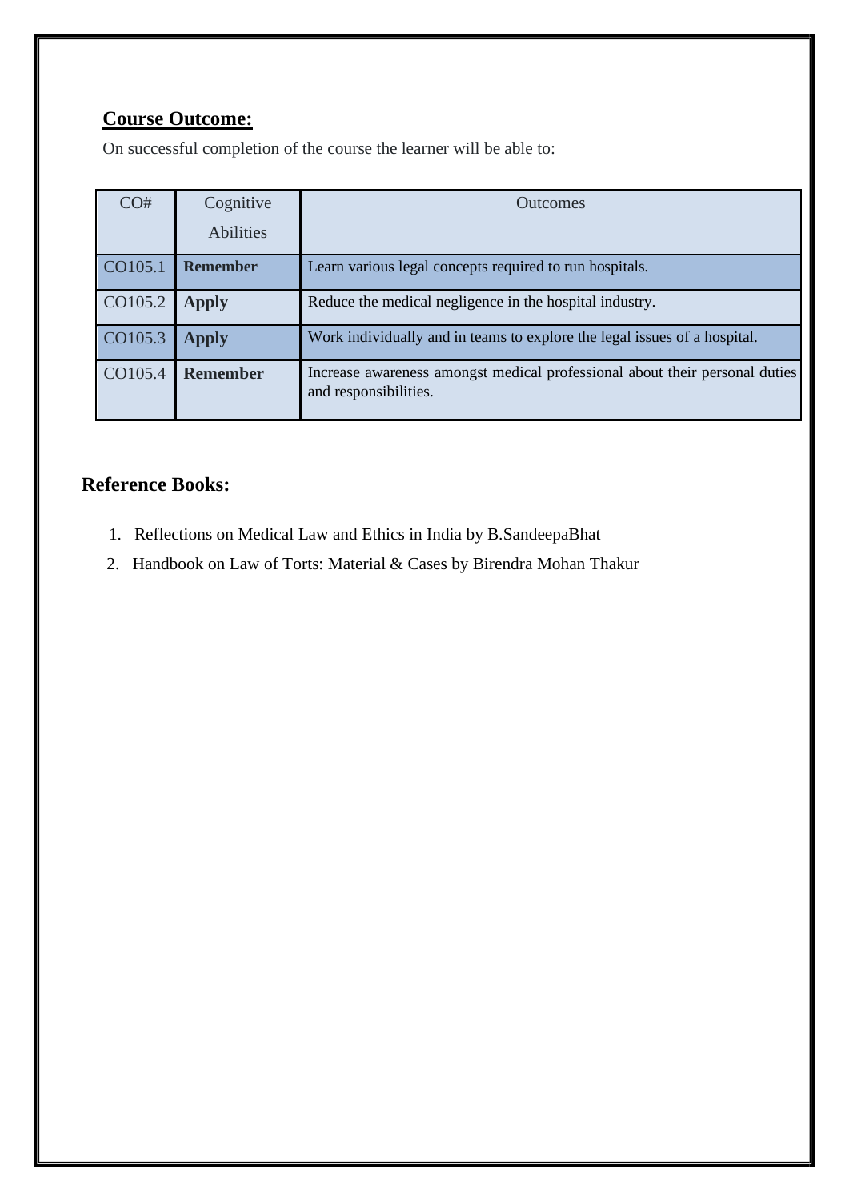## **Course Outcome:**

On successful completion of the course the learner will be able to:

| CO# | Cognitive Abilities | Outcomes |
|---|---|---|
| CO105.1 | **Remember** | Learn various legal concepts required to run hospitals. |
| CO105.2 | **Apply** | Reduce the medical negligence in the hospital industry. |
| CO105.3 | **Apply** | Work individually and in teams to explore the legal issues of a hospital. |
| CO105.4 | **Remember** | Increase awareness amongst medical professional about their personal duties and responsibilities. |

## **Reference Books:**

1. Reflections on Medical Law and Ethics in India by B.SandeepaBhat
2. Handbook on Law of Torts: Material & Cases by Birendra Mohan Thakur